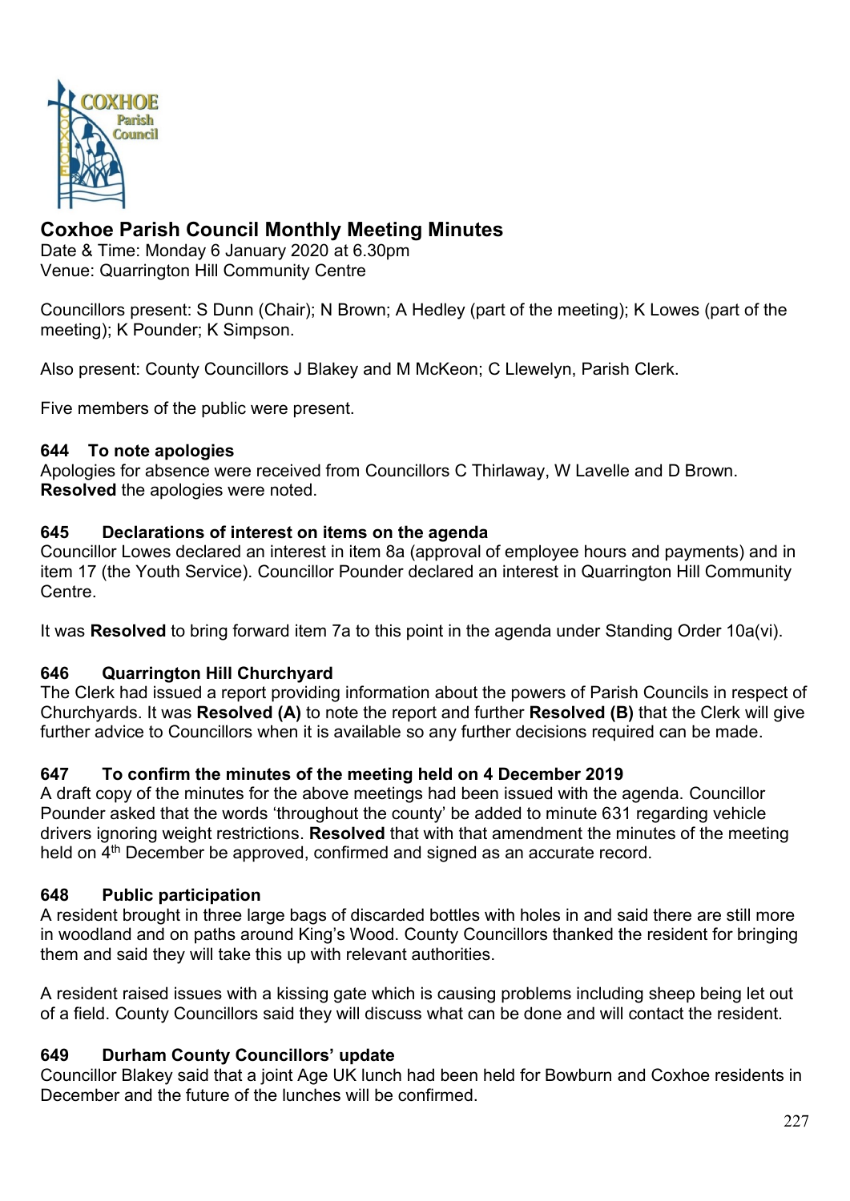# Coxhoe Parish Council Monthly Meeting Minutes

Date & Time: Monday 6 January 2020 at 6.30pm
Venue: Quarrington Hill Community Centre

Councillors present: S Dunn (Chair); N Brown; A Hedley (part of the meeting); K Lowes (part of the meeting); K Pounder; K Simpson.

Also present: County Councillors J Blakey and M McKeon; C Llewelyn, Parish Clerk.

Five members of the public were present.

### 644 To note apologies

Apologies for absence were received from Councillors C Thirlaway, W Lavelle and D Brown. **Resolved** the apologies were noted.

### 645 Declarations of interest on items on the agenda

Councillor Lowes declared an interest in item 8a (approval of employee hours and payments) and in item 17 (the Youth Service). Councillor Pounder declared an interest in Quarrington Hill Community Centre.

It was **Resolved** to bring forward item 7a to this point in the agenda under Standing Order 10a(vi).

### 646 Quarrington Hill Churchyard

The Clerk had issued a report providing information about the powers of Parish Councils in respect of Churchyards. It was **Resolved (A)** to note the report and further **Resolved (B)** that the Clerk will give further advice to Councillors when it is available so any further decisions required can be made.

### 647 To confirm the minutes of the meeting held on 4 December 2019

A draft copy of the minutes for the above meetings had been issued with the agenda. Councillor Pounder asked that the words 'throughout the county' be added to minute 631 regarding vehicle drivers ignoring weight restrictions. **Resolved** that with that amendment the minutes of the meeting held on 4th December be approved, confirmed and signed as an accurate record.

### 648 Public participation

A resident brought in three large bags of discarded bottles with holes in and said there are still more in woodland and on paths around King's Wood. County Councillors thanked the resident for bringing them and said they will take this up with relevant authorities.

A resident raised issues with a kissing gate which is causing problems including sheep being let out of a field. County Councillors said they will discuss what can be done and will contact the resident.

### 649 Durham County Councillors' update

Councillor Blakey said that a joint Age UK lunch had been held for Bowburn and Coxhoe residents in December and the future of the lunches will be confirmed.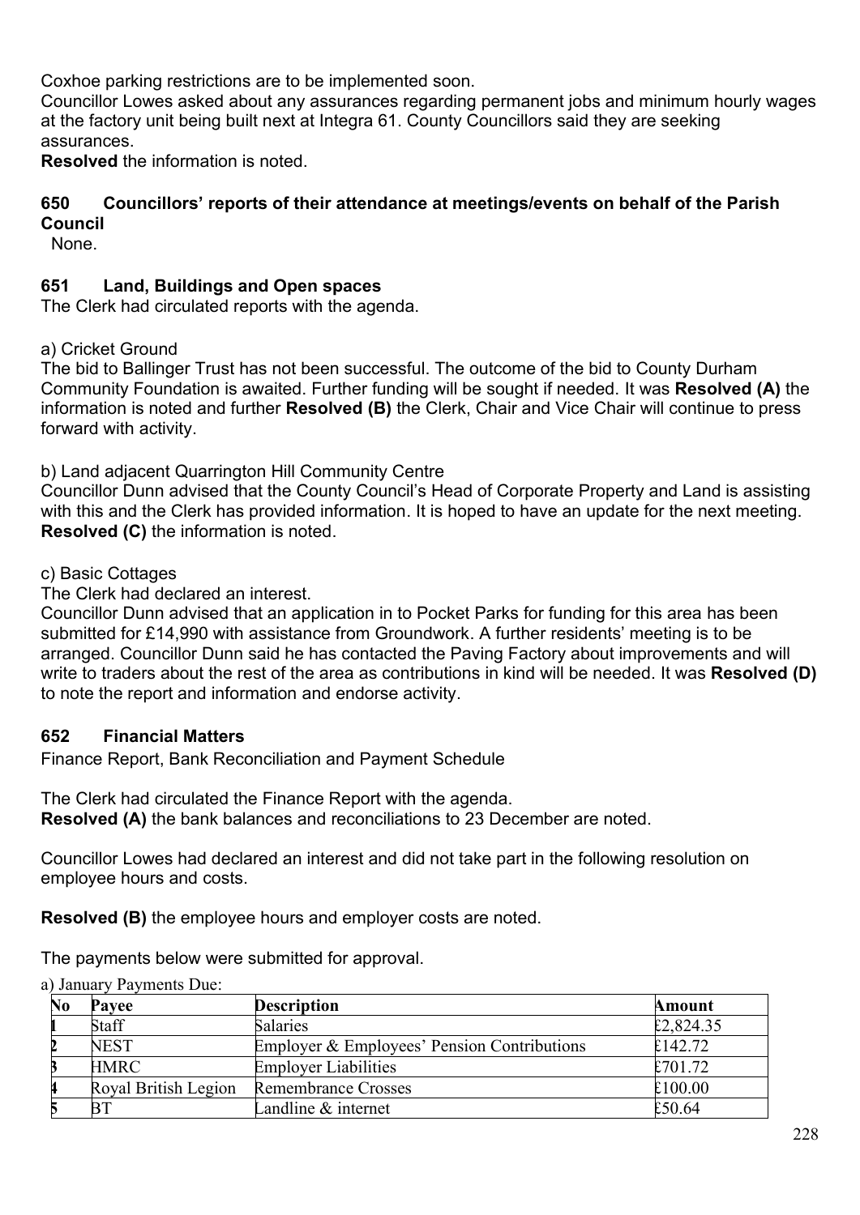Coxhoe parking restrictions are to be implemented soon.

Councillor Lowes asked about any assurances regarding permanent jobs and minimum hourly wages at the factory unit being built next at Integra 61. County Councillors said they are seeking assurances.

**Resolved** the information is noted.

### 650 Councillors' reports of their attendance at meetings/events on behalf of the Parish Council

None.

### 651 Land, Buildings and Open spaces

The Clerk had circulated reports with the agenda.

a) Cricket Ground

The bid to Ballinger Trust has not been successful. The outcome of the bid to County Durham Community Foundation is awaited. Further funding will be sought if needed. It was **Resolved (A)** the information is noted and further **Resolved (B)** the Clerk, Chair and Vice Chair will continue to press forward with activity.

b) Land adjacent Quarrington Hill Community Centre

Councillor Dunn advised that the County Council's Head of Corporate Property and Land is assisting with this and the Clerk has provided information. It is hoped to have an update for the next meeting. **Resolved (C)** the information is noted.

c) Basic Cottages

The Clerk had declared an interest.

Councillor Dunn advised that an application in to Pocket Parks for funding for this area has been submitted for £14,990 with assistance from Groundwork. A further residents' meeting is to be arranged. Councillor Dunn said he has contacted the Paving Factory about improvements and will write to traders about the rest of the area as contributions in kind will be needed. It was **Resolved (D)** to note the report and information and endorse activity.

### 652 Financial Matters

Finance Report, Bank Reconciliation and Payment Schedule

The Clerk had circulated the Finance Report with the agenda.

**Resolved (A)** the bank balances and reconciliations to 23 December are noted.

Councillor Lowes had declared an interest and did not take part in the following resolution on employee hours and costs.

**Resolved (B)** the employee hours and employer costs are noted.

The payments below were submitted for approval.

a) January Payments Due:

| No | Payee | Description | Amount |
|---|---|---|---|
| 1 | Staff | Salaries | £2,824.35 |
| 2 | NEST | Employer & Employees' Pension Contributions | £142.72 |
| 3 | HMRC | Employer Liabilities | £701.72 |
| 4 | Royal British Legion | Remembrance Crosses | £100.00 |
| 5 | BT | Landline & internet | £50.64 |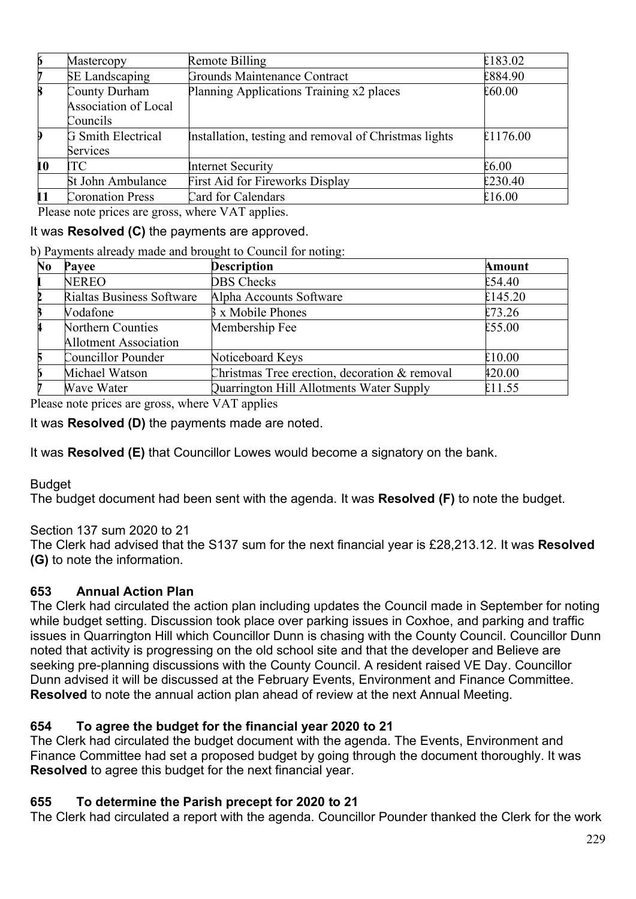| 6 | Mastercopy | Remote Billing | £183.02 |
|---|---|---|---|
| 7 | SE Landscaping | Grounds Maintenance Contract | £884.90 |
| 8 | County Durham Association of Local Councils | Planning Applications Training x2 places | £60.00 |
| 9 | G Smith Electrical Services | Installation, testing and removal of Christmas lights | £1176.00 |
| 10 | ITC | Internet Security | £6.00 |
| | St John Ambulance | First Aid for Fireworks Display | £230.40 |
| 11 | Coronation Press | Card for Calendars | £16.00 |

Please note prices are gross, where VAT applies.

It was **Resolved (C)** the payments are approved.

b) Payments already made and brought to Council for noting:

| No | Payee | Description | Amount |
|---|---|---|---|
| 1 | NEREO | DBS Checks | £54.40 |
| 2 | Rialtas Business Software | Alpha Accounts Software | £145.20 |
| 3 | Vodafone | 3 x Mobile Phones | £73.26 |
| 4 | Northern Counties Allotment Association | Membership Fee | £55.00 |
| 5 | Councillor Pounder | Noticeboard Keys | £10.00 |
| 6 | Michael Watson | Christmas Tree erection, decoration & removal | £420.00 |
| 7 | Wave Water | Quarrington Hill Allotments Water Supply | £11.55 |

Please note prices are gross, where VAT applies

It was **Resolved (D)** the payments made are noted.

It was **Resolved (E)** that Councillor Lowes would become a signatory on the bank.

Budget

The budget document had been sent with the agenda. It was **Resolved (F)** to note the budget.

Section 137 sum 2020 to 21

The Clerk had advised that the S137 sum for the next financial year is £28,213.12. It was **Resolved (G)** to note the information.

## 653 Annual Action Plan

The Clerk had circulated the action plan including updates the Council made in September for noting while budget setting. Discussion took place over parking issues in Coxhoe, and parking and traffic issues in Quarrington Hill which Councillor Dunn is chasing with the County Council. Councillor Dunn noted that activity is progressing on the old school site and that the developer and Believe are seeking pre-planning discussions with the County Council. A resident raised VE Day. Councillor Dunn advised it will be discussed at the February Events, Environment and Finance Committee. **Resolved** to note the annual action plan ahead of review at the next Annual Meeting.

## 654 To agree the budget for the financial year 2020 to 21

The Clerk had circulated the budget document with the agenda. The Events, Environment and Finance Committee had set a proposed budget by going through the document thoroughly. It was **Resolved** to agree this budget for the next financial year.

## 655 To determine the Parish precept for 2020 to 21

The Clerk had circulated a report with the agenda. Councillor Pounder thanked the Clerk for the work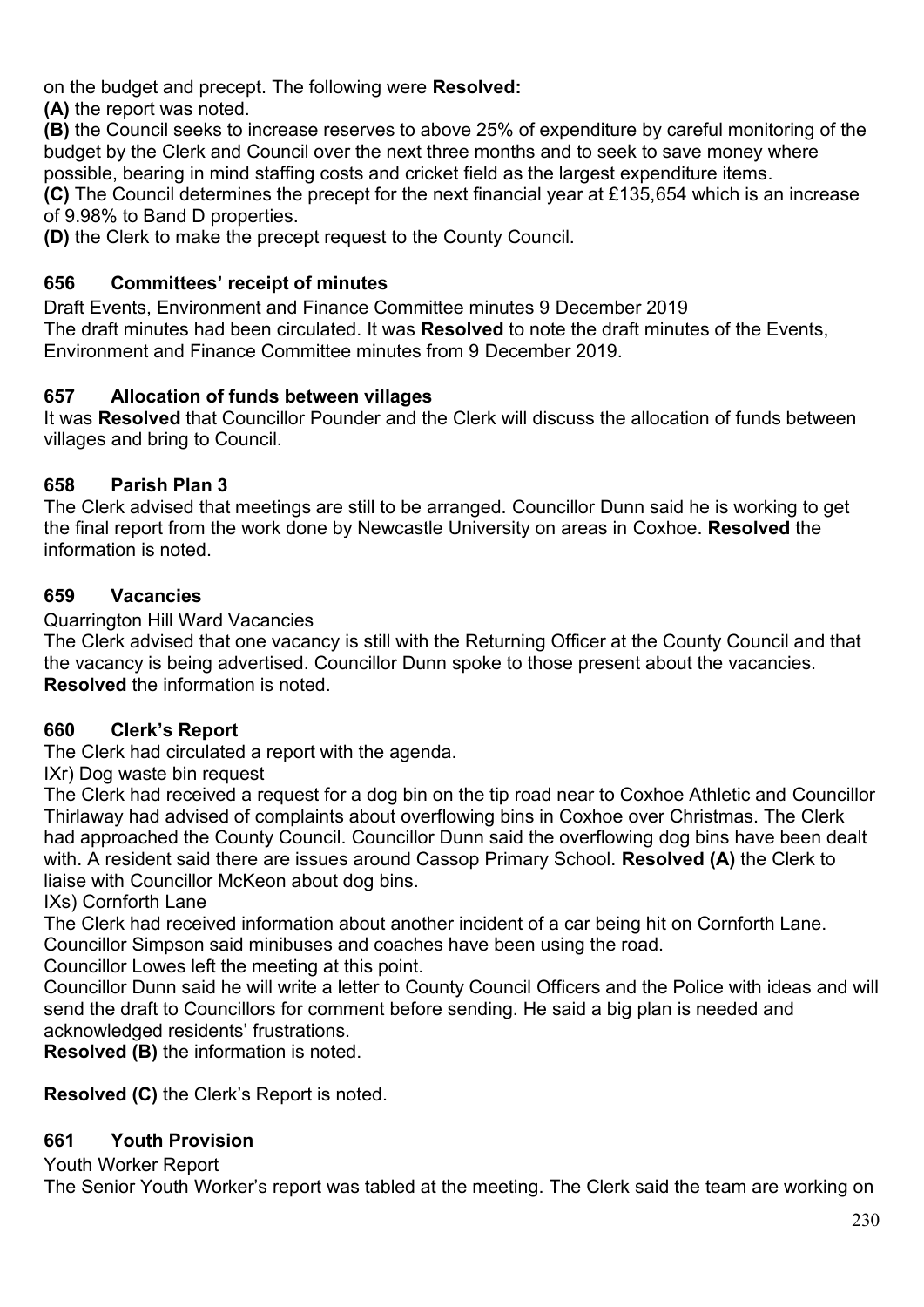on the budget and precept. The following were **Resolved:**

**(A)** the report was noted.

**(B)** the Council seeks to increase reserves to above 25% of expenditure by careful monitoring of the budget by the Clerk and Council over the next three months and to seek to save money where possible, bearing in mind staffing costs and cricket field as the largest expenditure items.

**(C)** The Council determines the precept for the next financial year at £135,654 which is an increase of 9.98% to Band D properties.

**(D)** the Clerk to make the precept request to the County Council.

### 656 Committees' receipt of minutes

Draft Events, Environment and Finance Committee minutes 9 December 2019

The draft minutes had been circulated. It was **Resolved** to note the draft minutes of the Events, Environment and Finance Committee minutes from 9 December 2019.

### 657 Allocation of funds between villages

It was **Resolved** that Councillor Pounder and the Clerk will discuss the allocation of funds between villages and bring to Council.

### 658 Parish Plan 3

The Clerk advised that meetings are still to be arranged. Councillor Dunn said he is working to get the final report from the work done by Newcastle University on areas in Coxhoe. **Resolved** the information is noted.

### 659 Vacancies

Quarrington Hill Ward Vacancies

The Clerk advised that one vacancy is still with the Returning Officer at the County Council and that the vacancy is being advertised. Councillor Dunn spoke to those present about the vacancies. **Resolved** the information is noted.

### 660 Clerk's Report

The Clerk had circulated a report with the agenda.

IXr) Dog waste bin request

The Clerk had received a request for a dog bin on the tip road near to Coxhoe Athletic and Councillor Thirlaway had advised of complaints about overflowing bins in Coxhoe over Christmas. The Clerk had approached the County Council. Councillor Dunn said the overflowing dog bins have been dealt with. A resident said there are issues around Cassop Primary School. **Resolved (A)** the Clerk to liaise with Councillor McKeon about dog bins.

IXs) Cornforth Lane

The Clerk had received information about another incident of a car being hit on Cornforth Lane. Councillor Simpson said minibuses and coaches have been using the road.

Councillor Lowes left the meeting at this point.

Councillor Dunn said he will write a letter to County Council Officers and the Police with ideas and will send the draft to Councillors for comment before sending. He said a big plan is needed and acknowledged residents' frustrations.

**Resolved (B)** the information is noted.

**Resolved (C)** the Clerk's Report is noted.

### 661 Youth Provision

Youth Worker Report

The Senior Youth Worker's report was tabled at the meeting. The Clerk said the team are working on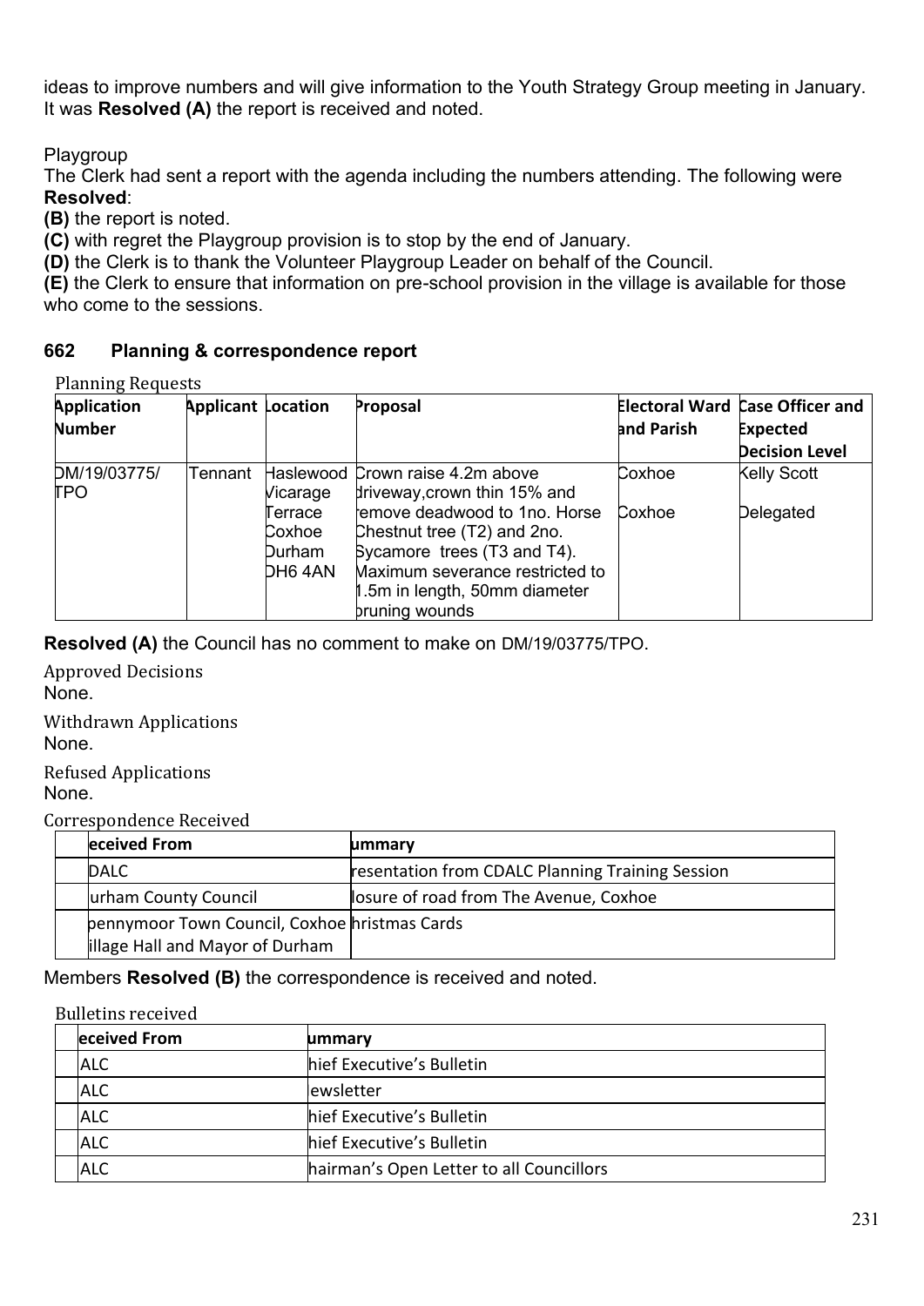ideas to improve numbers and will give information to the Youth Strategy Group meeting in January. It was **Resolved (A)** the report is received and noted.

Playgroup

The Clerk had sent a report with the agenda including the numbers attending. The following were **Resolved**:

**(B)** the report is noted.

**(C)** with regret the Playgroup provision is to stop by the end of January.

**(D)** the Clerk is to thank the Volunteer Playgroup Leader on behalf of the Council.

**(E)** the Clerk to ensure that information on pre-school provision in the village is available for those who come to the sessions.

### 662 Planning & correspondence report

Planning Requests

| Application Number | Applicant | Location | Proposal | Electoral Ward and Parish | Case Officer and Expected Decision Level |
|---|---|---|---|---|---|
| DM/19/03775/ TPO | Tennant | Haslewood Vicarage Terrace Coxhoe Durham DH6 4AN | Crown raise 4.2m above driveway,crown thin 15% and remove deadwood to 1no. Horse Chestnut tree (T2) and 2no. Sycamore trees (T3 and T4). Maximum severance restricted to 1.5m in length, 50mm diameter pruning wounds | Coxhoe<br>Coxhoe | Kelly Scott<br>Delegated |

**Resolved (A)** the Council has no comment to make on DM/19/03775/TPO.

Approved Decisions

None.

Withdrawn Applications

None.

Refused Applications

None.

Correspondence Received

| | eceived From | ummary |
|---|---|---|
| | DALC | resentation from CDALC Planning Training Session |
| | urham County Council | losure of road from The Avenue, Coxhoe |
| | pennymoor Town Council, Coxhoe illage Hall and Mayor of Durham | hristmas Cards |

Members **Resolved (B)** the correspondence is received and noted.

Bulletins received

| | eceived From | ummary |
|---|---|---|
| | ALC | hief Executive's Bulletin |
| | ALC | ewsletter |
| | ALC | hief Executive's Bulletin |
| | ALC | hief Executive's Bulletin |
| | ALC | hairman's Open Letter to all Councillors |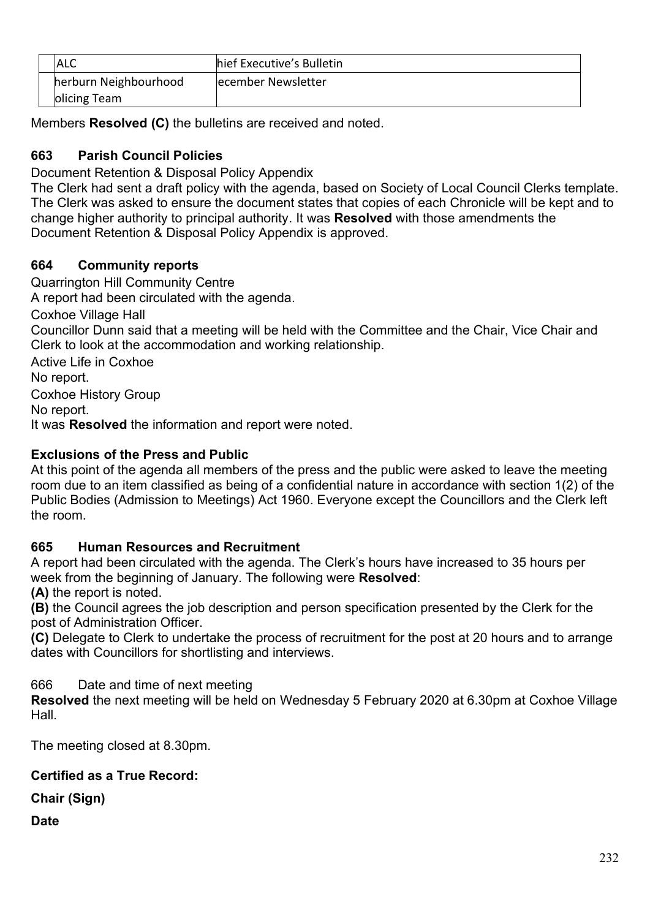| | | |
|---|---|---|
| | ALC | hief Executive's Bulletin |
| | herburn Neighbourhood olicing Team | ecember Newsletter |

Members **Resolved (C)** the bulletins are received and noted.

### 663 Parish Council Policies

Document Retention & Disposal Policy Appendix

The Clerk had sent a draft policy with the agenda, based on Society of Local Council Clerks template. The Clerk was asked to ensure the document states that copies of each Chronicle will be kept and to change higher authority to principal authority. It was **Resolved** with those amendments the Document Retention & Disposal Policy Appendix is approved.

### 664 Community reports

Quarrington Hill Community Centre

A report had been circulated with the agenda.

Coxhoe Village Hall

Councillor Dunn said that a meeting will be held with the Committee and the Chair, Vice Chair and Clerk to look at the accommodation and working relationship.

Active Life in Coxhoe

No report.

Coxhoe History Group

No report.

It was **Resolved** the information and report were noted.

### Exclusions of the Press and Public

At this point of the agenda all members of the press and the public were asked to leave the meeting room due to an item classified as being of a confidential nature in accordance with section 1(2) of the Public Bodies (Admission to Meetings) Act 1960. Everyone except the Councillors and the Clerk left the room.

### 665 Human Resources and Recruitment

A report had been circulated with the agenda. The Clerk's hours have increased to 35 hours per week from the beginning of January. The following were **Resolved**:

**(A)** the report is noted.

**(B)** the Council agrees the job description and person specification presented by the Clerk for the post of Administration Officer.

**(C)** Delegate to Clerk to undertake the process of recruitment for the post at 20 hours and to arrange dates with Councillors for shortlisting and interviews.

666 Date and time of next meeting

**Resolved** the next meeting will be held on Wednesday 5 February 2020 at 6.30pm at Coxhoe Village Hall.

The meeting closed at 8.30pm.

**Certified as a True Record:**

**Chair (Sign)**

**Date**